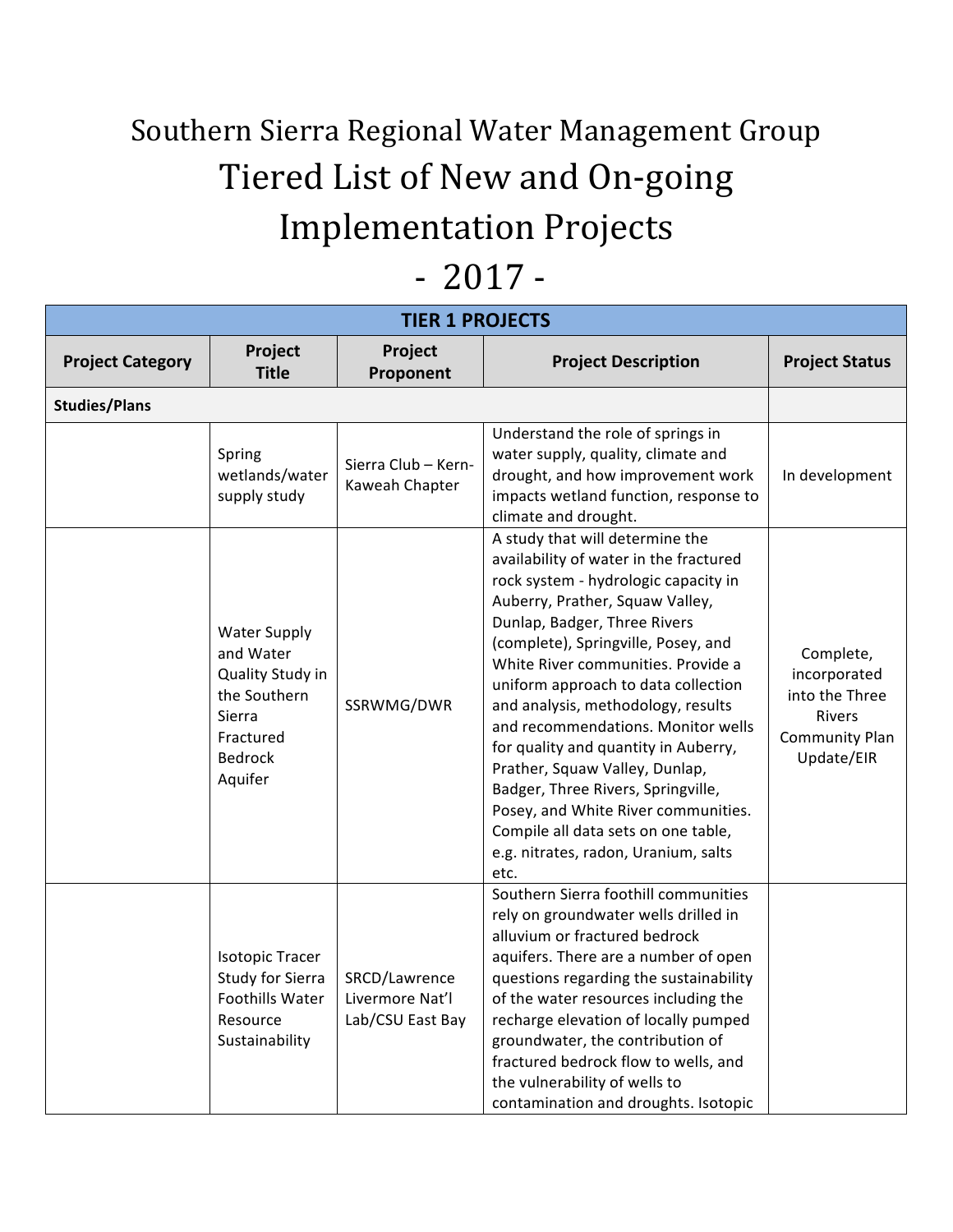# Southern Sierra Regional Water Management Group

# Tiered List of New and On-going Implementation Projects

# - 2017 -

| TIER 1 PROJECTS | | | | |
|---|---|---|---|---|
| **Project Category** | **Project Title** | **Project Proponent** | **Project Description** | **Project Status** |
| **Studies/Plans** | | | | |
| | Spring wetlands/water supply study | Sierra Club – Kern-Kaweah Chapter | Understand the role of springs in water supply, quality, climate and drought, and how improvement work impacts wetland function, response to climate and drought. | In development |
| | Water Supply and Water Quality Study in the Southern Sierra Fractured Bedrock Aquifer | SSRWMG/DWR | A study that will determine the availability of water in the fractured rock system - hydrologic capacity in Auberry, Prather, Squaw Valley, Dunlap, Badger, Three Rivers (complete), Springville, Posey, and White River communities. Provide a uniform approach to data collection and analysis, methodology, results and recommendations. Monitor wells for quality and quantity in Auberry, Prather, Squaw Valley, Dunlap, Badger, Three Rivers, Springville, Posey, and White River communities. Compile all data sets on one table, e.g. nitrates, radon, Uranium, salts etc. | Complete, incorporated into the Three Rivers Community Plan Update/EIR |
| | Isotopic Tracer Study for Sierra Foothills Water Resource Sustainability | SRCD/Lawrence Livermore Nat'l Lab/CSU East Bay | Southern Sierra foothill communities rely on groundwater wells drilled in alluvium or fractured bedrock aquifers. There are a number of open questions regarding the sustainability of the water resources including the recharge elevation of locally pumped groundwater, the contribution of fractured bedrock flow to wells, and the vulnerability of wells to contamination and droughts. Isotopic | |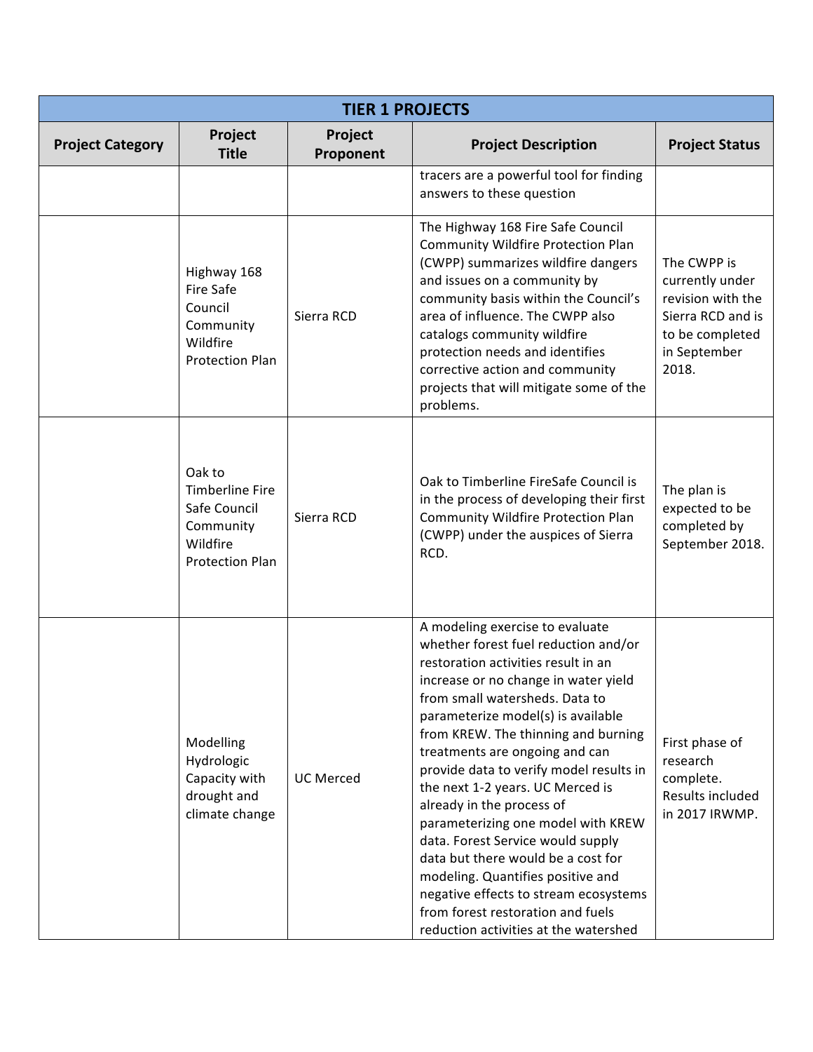| TIER 1 PROJECTS | | | | |
|---|---|---|---|---|
| **Project Category** | **Project Title** | **Project Proponent** | **Project Description** | **Project Status** |
| | | | tracers are a powerful tool for finding answers to these question | |
| | Highway 168 Fire Safe Council Community Wildfire Protection Plan | Sierra RCD | The Highway 168 Fire Safe Council Community Wildfire Protection Plan (CWPP) summarizes wildfire dangers and issues on a community by community basis within the Council's area of influence. The CWPP also catalogs community wildfire protection needs and identifies corrective action and community projects that will mitigate some of the problems. | The CWPP is currently under revision with the Sierra RCD and is to be completed in September 2018. |
| | Oak to Timberline Fire Safe Council Community Wildfire Protection Plan | Sierra RCD | Oak to Timberline FireSafe Council is in the process of developing their first Community Wildfire Protection Plan (CWPP) under the auspices of Sierra RCD. | The plan is expected to be completed by September 2018. |
| | Modelling Hydrologic Capacity with drought and climate change | UC Merced | A modeling exercise to evaluate whether forest fuel reduction and/or restoration activities result in an increase or no change in water yield from small watersheds. Data to parameterize model(s) is available from KREW. The thinning and burning treatments are ongoing and can provide data to verify model results in the next 1-2 years. UC Merced is already in the process of parameterizing one model with KREW data. Forest Service would supply data but there would be a cost for modeling. Quantifies positive and negative effects to stream ecosystems from forest restoration and fuels reduction activities at the watershed | First phase of research complete. Results included in 2017 IRWMP. |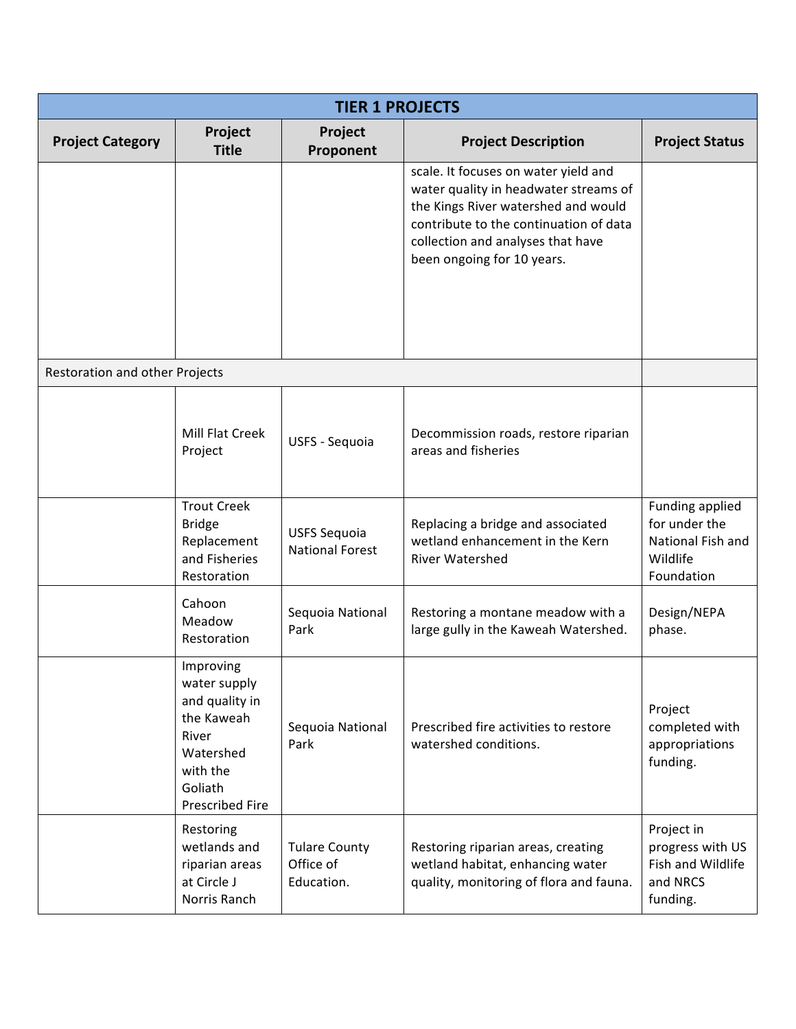| TIER 1 PROJECTS | | | | |
|---|---|---|---|---|
| **Project Category** | **Project Title** | **Project Proponent** | **Project Description** | **Project Status** |
| | | | scale. It focuses on water yield and water quality in headwater streams of the Kings River watershed and would contribute to the continuation of data collection and analyses that have been ongoing for 10 years. | |
| Restoration and other Projects | | | | |
| | Mill Flat Creek Project | USFS - Sequoia | Decommission roads, restore riparian areas and fisheries | |
| | Trout Creek Bridge Replacement and Fisheries Restoration | USFS Sequoia National Forest | Replacing a bridge and associated wetland enhancement in the Kern River Watershed | Funding applied for under the National Fish and Wildlife Foundation |
| | Cahoon Meadow Restoration | Sequoia National Park | Restoring a montane meadow with a large gully in the Kaweah Watershed. | Design/NEPA phase. |
| | Improving water supply and quality in the Kaweah River Watershed with the Goliath Prescribed Fire | Sequoia National Park | Prescribed fire activities to restore watershed conditions. | Project completed with appropriations funding. |
| | Restoring wetlands and riparian areas at Circle J Norris Ranch | Tulare County Office of Education. | Restoring riparian areas, creating wetland habitat, enhancing water quality, monitoring of flora and fauna. | Project in progress with US Fish and Wildlife and NRCS funding. |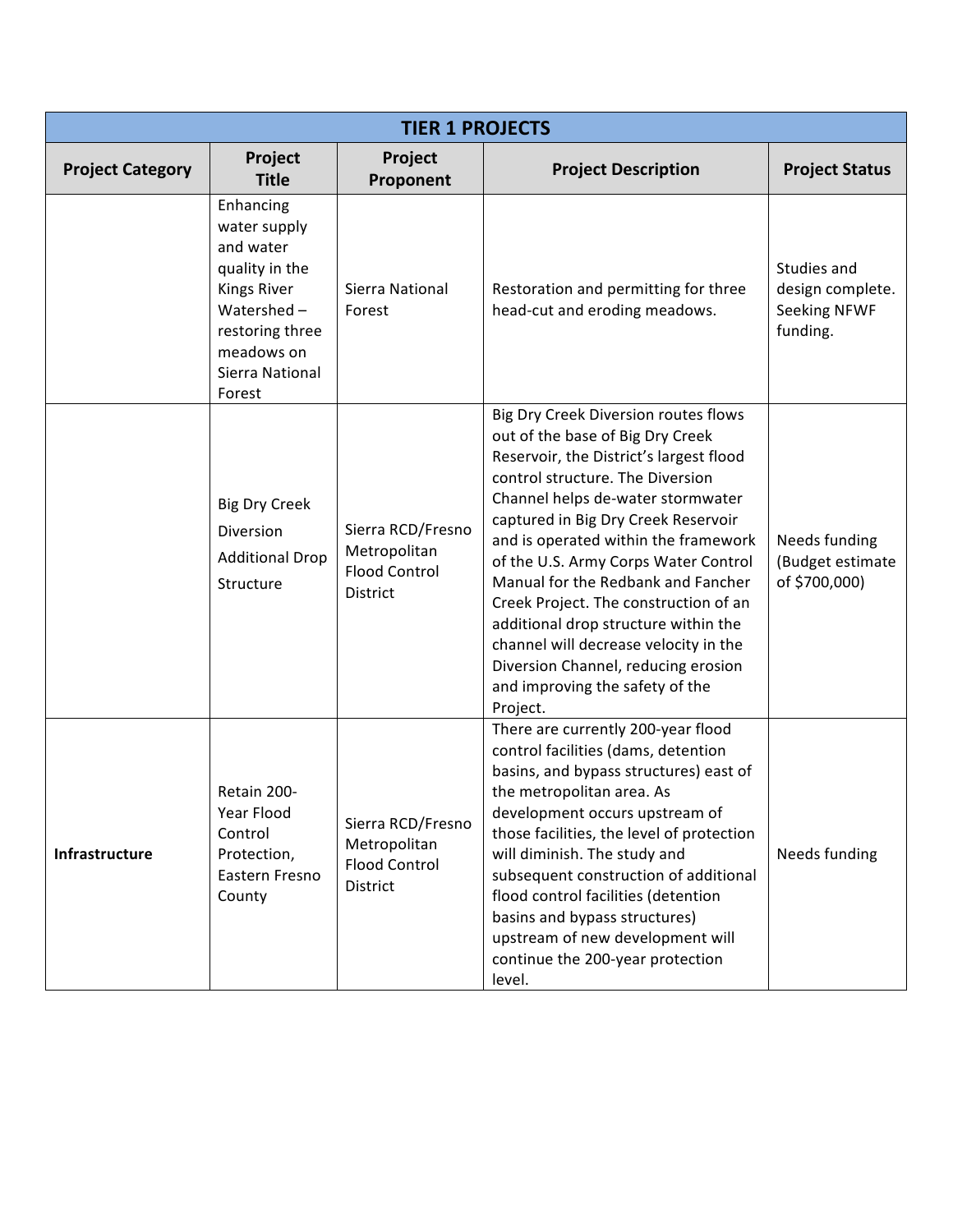| TIER 1 PROJECTS | | | | |
|---|---|---|---|---|
| **Project Category** | **Project Title** | **Project Proponent** | **Project Description** | **Project Status** |
| | Enhancing water supply and water quality in the Kings River Watershed – restoring three meadows on Sierra National Forest | Sierra National Forest | Restoration and permitting for three head-cut and eroding meadows. | Studies and design complete. Seeking NFWF funding. |
| | Big Dry Creek Diversion Additional Drop Structure | Sierra RCD/Fresno Metropolitan Flood Control District | Big Dry Creek Diversion routes flows out of the base of Big Dry Creek Reservoir, the District's largest flood control structure. The Diversion Channel helps de-water stormwater captured in Big Dry Creek Reservoir and is operated within the framework of the U.S. Army Corps Water Control Manual for the Redbank and Fancher Creek Project. The construction of an additional drop structure within the channel will decrease velocity in the Diversion Channel, reducing erosion and improving the safety of the Project. | Needs funding (Budget estimate of $700,000) |
| **Infrastructure** | Retain 200-Year Flood Control Protection, Eastern Fresno County | Sierra RCD/Fresno Metropolitan Flood Control District | There are currently 200-year flood control facilities (dams, detention basins, and bypass structures) east of the metropolitan area. As development occurs upstream of those facilities, the level of protection will diminish. The study and subsequent construction of additional flood control facilities (detention basins and bypass structures) upstream of new development will continue the 200-year protection level. | Needs funding |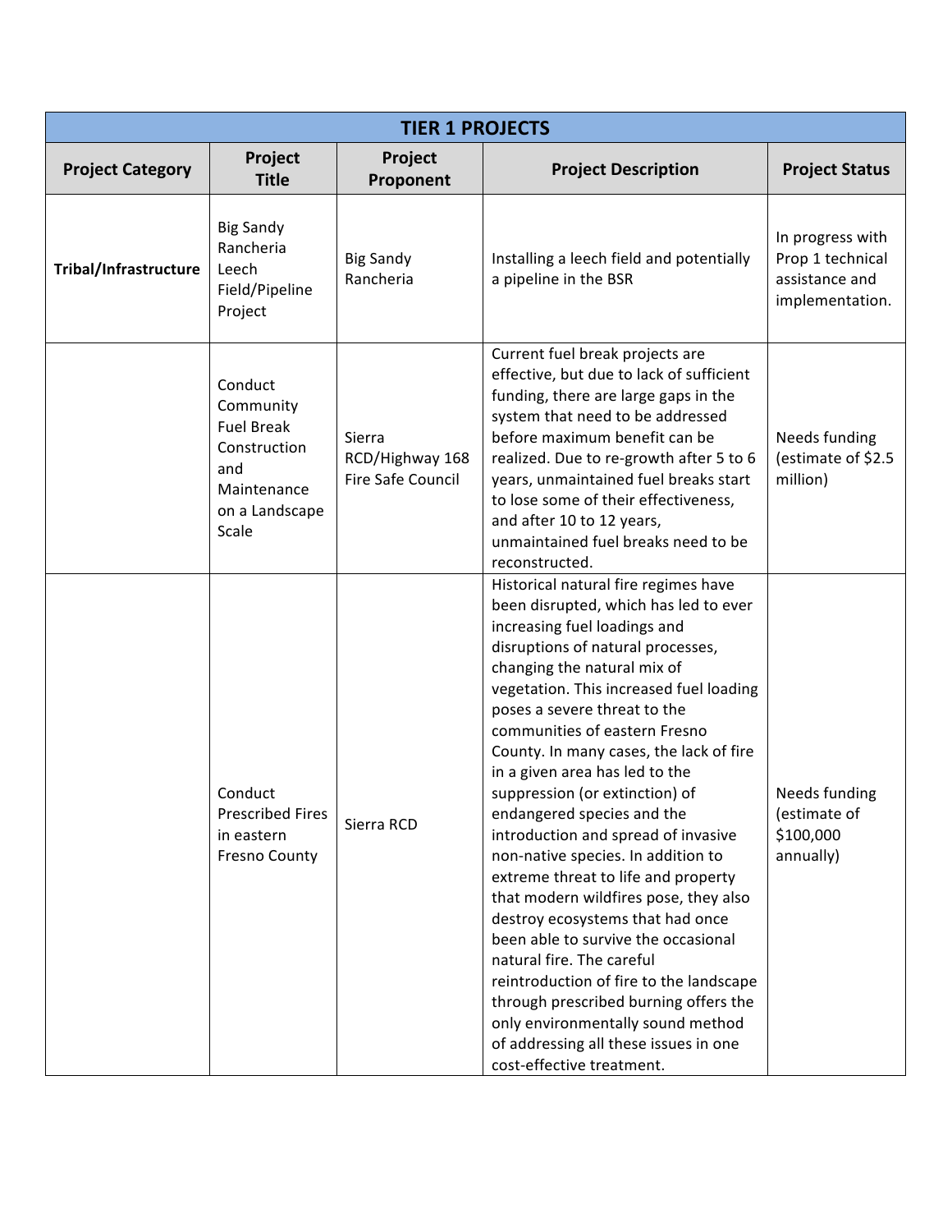| TIER 1 PROJECTS | | | | |
|---|---|---|---|---|
| **Project Category** | **Project Title** | **Project Proponent** | **Project Description** | **Project Status** |
| **Tribal/Infrastructure** | Big Sandy Rancheria Leech Field/Pipeline Project | Big Sandy Rancheria | Installing a leech field and potentially a pipeline in the BSR | In progress with Prop 1 technical assistance and implementation. |
| | Conduct Community Fuel Break Construction and Maintenance on a Landscape Scale | Sierra RCD/Highway 168 Fire Safe Council | Current fuel break projects are effective, but due to lack of sufficient funding, there are large gaps in the system that need to be addressed before maximum benefit can be realized. Due to re-growth after 5 to 6 years, unmaintained fuel breaks start to lose some of their effectiveness, and after 10 to 12 years, unmaintained fuel breaks need to be reconstructed. | Needs funding (estimate of $2.5 million) |
| | Conduct Prescribed Fires in eastern Fresno County | Sierra RCD | Historical natural fire regimes have been disrupted, which has led to ever increasing fuel loadings and disruptions of natural processes, changing the natural mix of vegetation. This increased fuel loading poses a severe threat to the communities of eastern Fresno County. In many cases, the lack of fire in a given area has led to the suppression (or extinction) of endangered species and the introduction and spread of invasive non-native species. In addition to extreme threat to life and property that modern wildfires pose, they also destroy ecosystems that had once been able to survive the occasional natural fire. The careful reintroduction of fire to the landscape through prescribed burning offers the only environmentally sound method of addressing all these issues in one cost-effective treatment. | Needs funding (estimate of $100,000 annually) |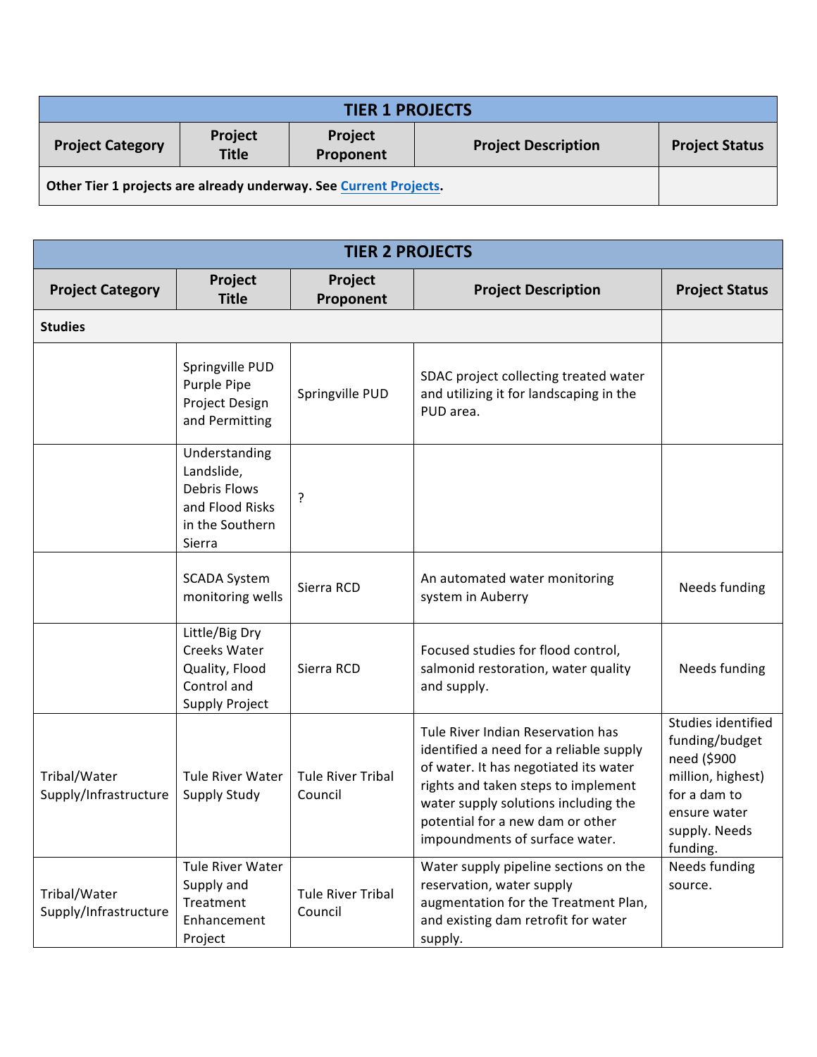| TIER 1 PROJECTS | | | | |
|---|---|---|---|---|
| **Project Category** | **Project Title** | **Project Proponent** | **Project Description** | **Project Status** |
| **Other Tier 1 projects are already underway. See [Current Projects](#).** | | | | |

| TIER 2 PROJECTS | | | | |
|---|---|---|---|---|
| **Project Category** | **Project Title** | **Project Proponent** | **Project Description** | **Project Status** |
| **Studies** | | | | |
| | Springville PUD Purple Pipe Project Design and Permitting | Springville PUD | SDAC project collecting treated water and utilizing it for landscaping in the PUD area. | |
| | Understanding Landslide, Debris Flows and Flood Risks in the Southern Sierra | ? | | |
| | SCADA System monitoring wells | Sierra RCD | An automated water monitoring system in Auberry | Needs funding |
| | Little/Big Dry Creeks Water Quality, Flood Control and Supply Project | Sierra RCD | Focused studies for flood control, salmonid restoration, water quality and supply. | Needs funding |
| Tribal/Water Supply/Infrastructure | Tule River Water Supply Study | Tule River Tribal Council | Tule River Indian Reservation has identified a need for a reliable supply of water. It has negotiated its water rights and taken steps to implement water supply solutions including the potential for a new dam or other impoundments of surface water. | Studies identified funding/budget need ($900 million, highest) for a dam to ensure water supply. Needs funding. |
| Tribal/Water Supply/Infrastructure | Tule River Water Supply and Treatment Enhancement Project | Tule River Tribal Council | Water supply pipeline sections on the reservation, water supply augmentation for the Treatment Plan, and existing dam retrofit for water supply. | Needs funding source. |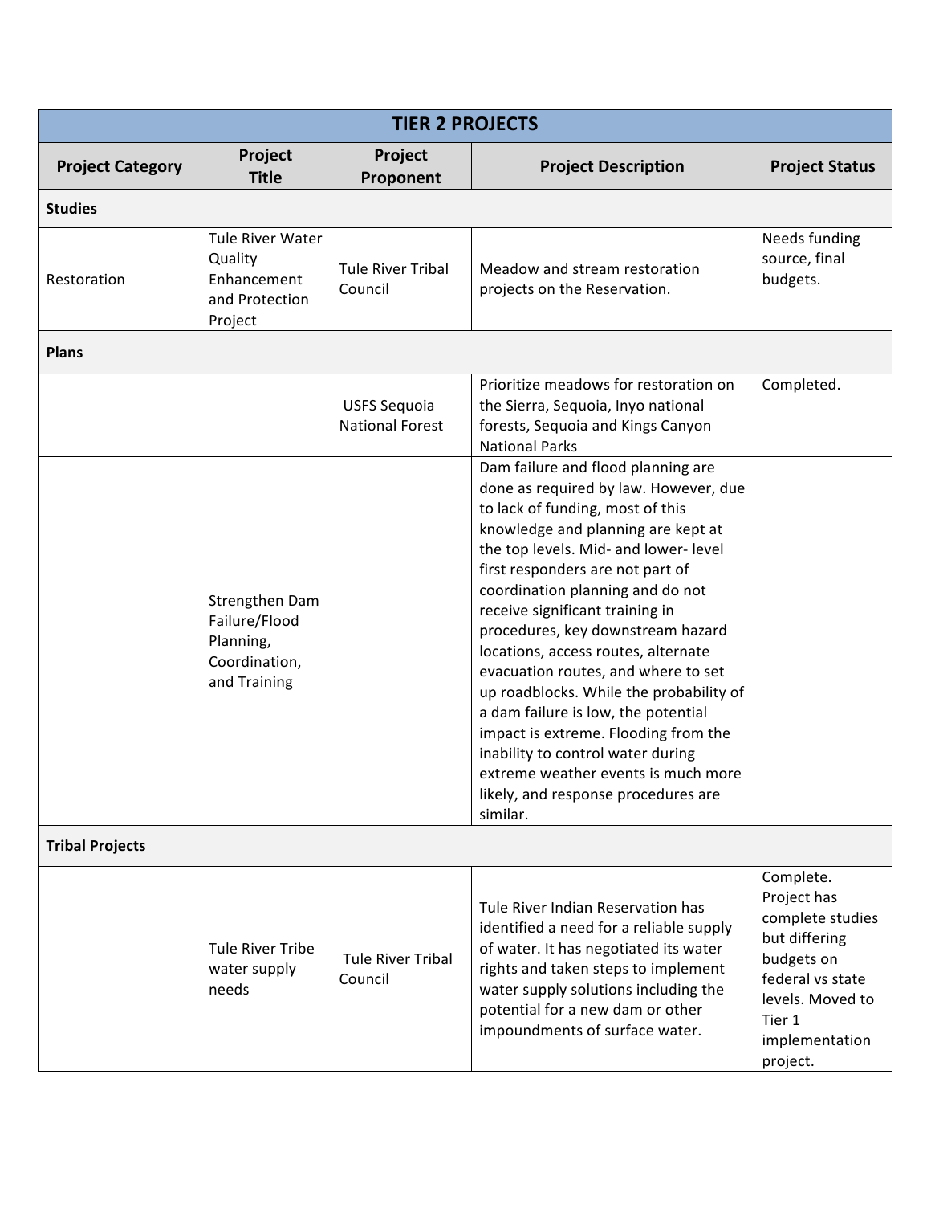| TIER 2 PROJECTS | | | | |
|---|---|---|---|---|
| **Project Category** | **Project Title** | **Project Proponent** | **Project Description** | **Project Status** |
| **Studies** | | | | |
| Restoration | Tule River Water Quality Enhancement and Protection Project | Tule River Tribal Council | Meadow and stream restoration projects on the Reservation. | Needs funding source, final budgets. |
| **Plans** | | | | |
| | | USFS Sequoia National Forest | Prioritize meadows for restoration on the Sierra, Sequoia, Inyo national forests, Sequoia and Kings Canyon National Parks | Completed. |
| | Strengthen Dam Failure/Flood Planning, Coordination, and Training | | Dam failure and flood planning are done as required by law. However, due to lack of funding, most of this knowledge and planning are kept at the top levels. Mid- and lower- level first responders are not part of coordination planning and do not receive significant training in procedures, key downstream hazard locations, access routes, alternate evacuation routes, and where to set up roadblocks. While the probability of a dam failure is low, the potential impact is extreme. Flooding from the inability to control water during extreme weather events is much more likely, and response procedures are similar. | |
| **Tribal Projects** | | | | |
| | Tule River Tribe water supply needs | Tule River Tribal Council | Tule River Indian Reservation has identified a need for a reliable supply of water. It has negotiated its water rights and taken steps to implement water supply solutions including the potential for a new dam or other impoundments of surface water. | Complete. Project has complete studies but differing budgets on federal vs state levels. Moved to Tier 1 implementation project. |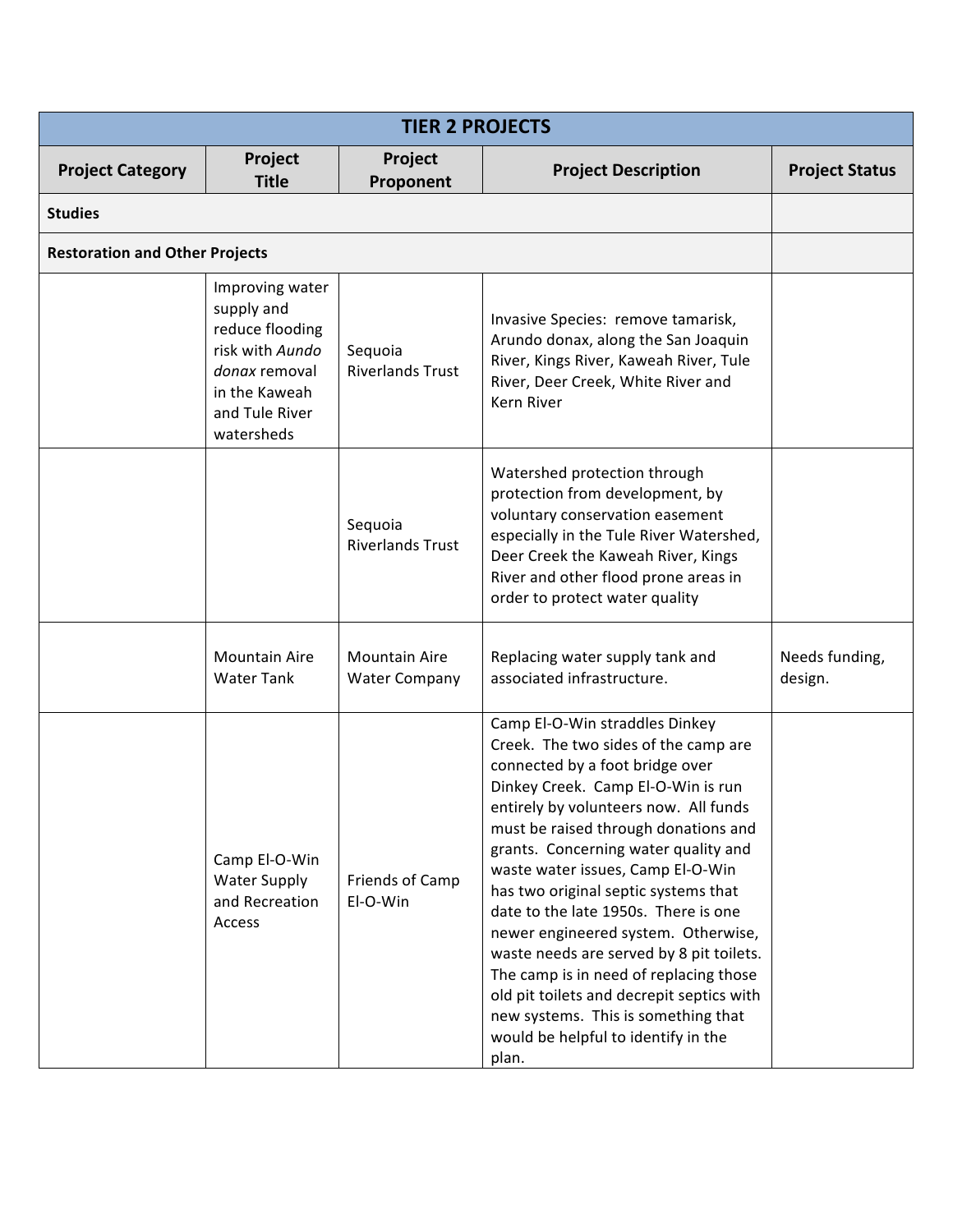| TIER 2 PROJECTS | | | | |
|---|---|---|---|---|
| **Project Category** | **Project Title** | **Project Proponent** | **Project Description** | **Project Status** |
| **Studies** | | | | |
| **Restoration and Other Projects** | | | | |
| | Improving water supply and reduce flooding risk with *Aundo donax* removal in the Kaweah and Tule River watersheds | Sequoia Riverlands Trust | Invasive Species: remove tamarisk, Arundo donax, along the San Joaquin River, Kings River, Kaweah River, Tule River, Deer Creek, White River and Kern River | |
| | | Sequoia Riverlands Trust | Watershed protection through protection from development, by voluntary conservation easement especially in the Tule River Watershed, Deer Creek the Kaweah River, Kings River and other flood prone areas in order to protect water quality | |
| | Mountain Aire Water Tank | Mountain Aire Water Company | Replacing water supply tank and associated infrastructure. | Needs funding, design. |
| | Camp El-O-Win Water Supply and Recreation Access | Friends of Camp El-O-Win | Camp El-O-Win straddles Dinkey Creek. The two sides of the camp are connected by a foot bridge over Dinkey Creek. Camp El-O-Win is run entirely by volunteers now. All funds must be raised through donations and grants. Concerning water quality and waste water issues, Camp El-O-Win has two original septic systems that date to the late 1950s. There is one newer engineered system. Otherwise, waste needs are served by 8 pit toilets. The camp is in need of replacing those old pit toilets and decrepit septics with new systems. This is something that would be helpful to identify in the plan. | |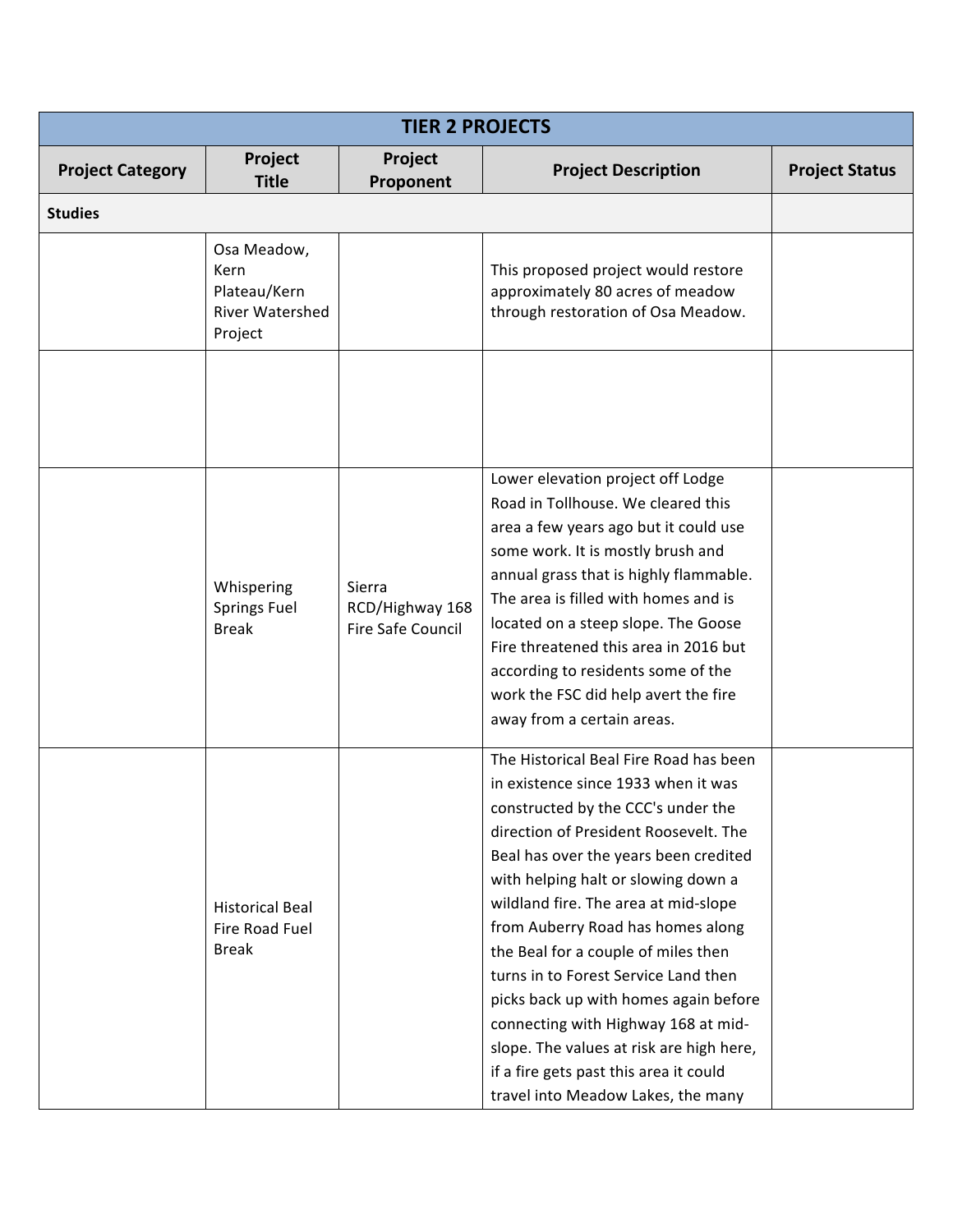| TIER 2 PROJECTS | | | | |
|---|---|---|---|---|
| **Project Category** | **Project Title** | **Project Proponent** | **Project Description** | **Project Status** |
| **Studies** | | | | |
| | Osa Meadow, Kern Plateau/Kern River Watershed Project | | This proposed project would restore approximately 80 acres of meadow through restoration of Osa Meadow. | |
| | | | | |
| | Whispering Springs Fuel Break | Sierra RCD/Highway 168 Fire Safe Council | Lower elevation project off Lodge Road in Tollhouse. We cleared this area a few years ago but it could use some work. It is mostly brush and annual grass that is highly flammable. The area is filled with homes and is located on a steep slope. The Goose Fire threatened this area in 2016 but according to residents some of the work the FSC did help avert the fire away from a certain areas. | |
| | Historical Beal Fire Road Fuel Break | | The Historical Beal Fire Road has been in existence since 1933 when it was constructed by the CCC's under the direction of President Roosevelt. The Beal has over the years been credited with helping halt or slowing down a wildland fire. The area at mid-slope from Auberry Road has homes along the Beal for a couple of miles then turns in to Forest Service Land then picks back up with homes again before connecting with Highway 168 at mid-slope. The values at risk are high here, if a fire gets past this area it could travel into Meadow Lakes, the many | |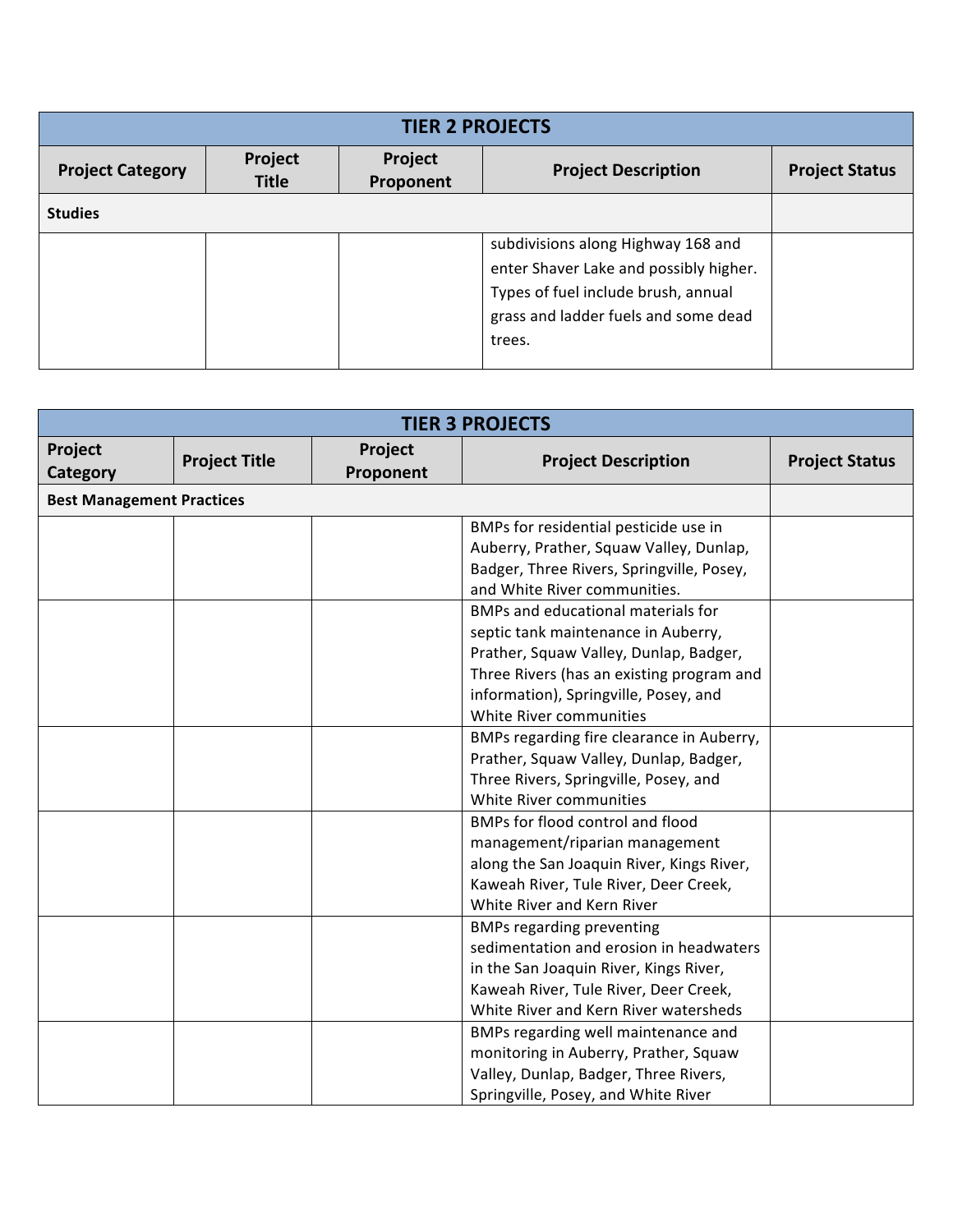| TIER 2 PROJECTS | | | | |
|---|---|---|---|---|
| **Project Category** | **Project Title** | **Project Proponent** | **Project Description** | **Project Status** |
| **Studies** | | | | |
| | | | subdivisions along Highway 168 and enter Shaver Lake and possibly higher. Types of fuel include brush, annual grass and ladder fuels and some dead trees. | |

| TIER 3 PROJECTS | | | | |
|---|---|---|---|---|
| **Project Category** | **Project Title** | **Project Proponent** | **Project Description** | **Project Status** |
| **Best Management Practices** | | | | |
| | | | BMPs for residential pesticide use in Auberry, Prather, Squaw Valley, Dunlap, Badger, Three Rivers, Springville, Posey, and White River communities. | |
| | | | BMPs and educational materials for septic tank maintenance in Auberry, Prather, Squaw Valley, Dunlap, Badger, Three Rivers (has an existing program and information), Springville, Posey, and White River communities | |
| | | | BMPs regarding fire clearance in Auberry, Prather, Squaw Valley, Dunlap, Badger, Three Rivers, Springville, Posey, and White River communities | |
| | | | BMPs for flood control and flood management/riparian management along the San Joaquin River, Kings River, Kaweah River, Tule River, Deer Creek, White River and Kern River | |
| | | | BMPs regarding preventing sedimentation and erosion in headwaters in the San Joaquin River, Kings River, Kaweah River, Tule River, Deer Creek, White River and Kern River watersheds | |
| | | | BMPs regarding well maintenance and monitoring in Auberry, Prather, Squaw Valley, Dunlap, Badger, Three Rivers, Springville, Posey, and White River | |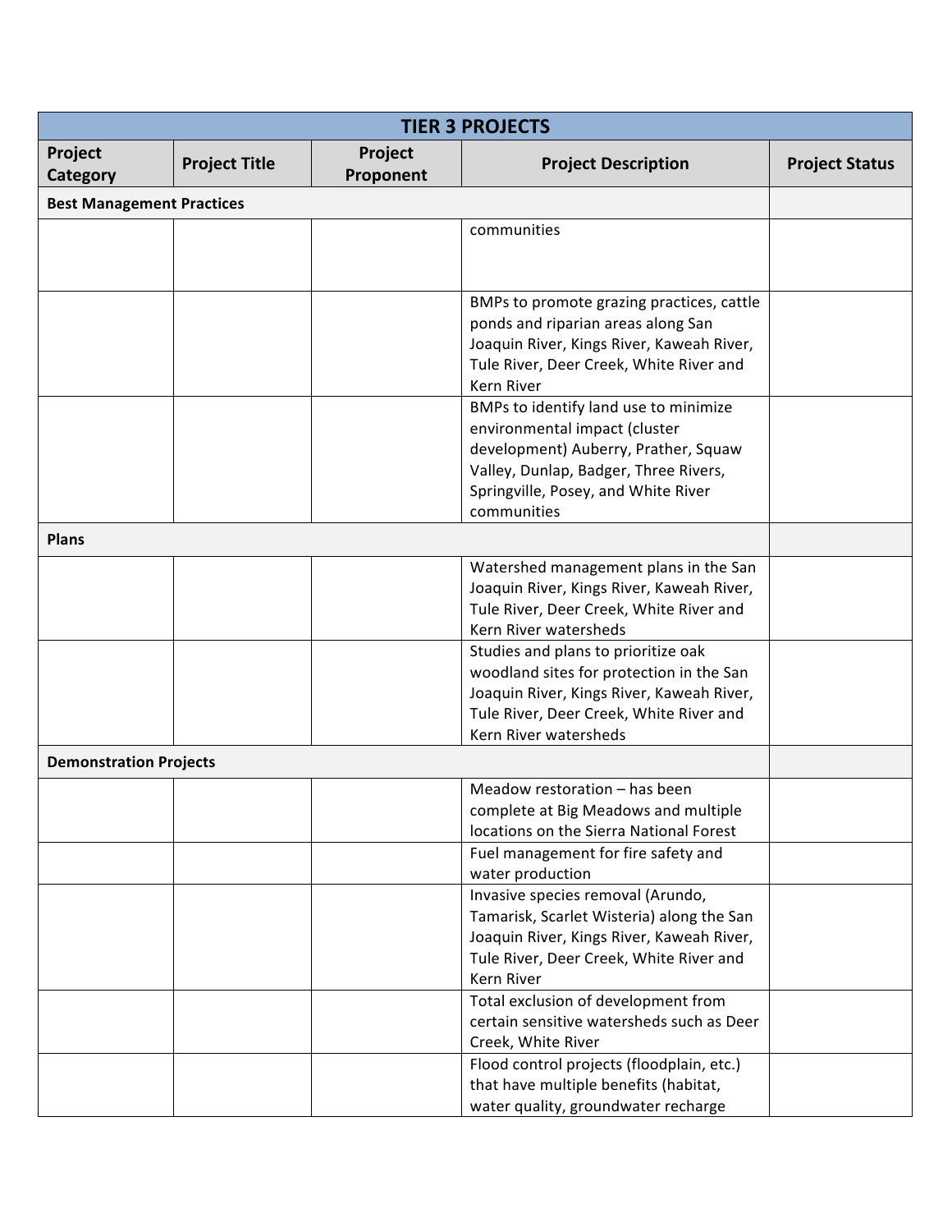| TIER 3 PROJECTS | | | | |
|---|---|---|---|---|
| Project Category | Project Title | Project Proponent | Project Description | Project Status |
| **Best Management Practices** | | | | |
| | | | communities | |
| | | | BMPs to promote grazing practices, cattle ponds and riparian areas along San Joaquin River, Kings River, Kaweah River, Tule River, Deer Creek, White River and Kern River | |
| | | | BMPs to identify land use to minimize environmental impact (cluster development) Auberry, Prather, Squaw Valley, Dunlap, Badger, Three Rivers, Springville, Posey, and White River communities | |
| **Plans** | | | | |
| | | | Watershed management plans in the San Joaquin River, Kings River, Kaweah River, Tule River, Deer Creek, White River and Kern River watersheds | |
| | | | Studies and plans to prioritize oak woodland sites for protection in the San Joaquin River, Kings River, Kaweah River, Tule River, Deer Creek, White River and Kern River watersheds | |
| **Demonstration Projects** | | | | |
| | | | Meadow restoration – has been complete at Big Meadows and multiple locations on the Sierra National Forest | |
| | | | Fuel management for fire safety and water production | |
| | | | Invasive species removal (Arundo, Tamarisk, Scarlet Wisteria) along the San Joaquin River, Kings River, Kaweah River, Tule River, Deer Creek, White River and Kern River | |
| | | | Total exclusion of development from certain sensitive watersheds such as Deer Creek, White River | |
| | | | Flood control projects (floodplain, etc.) that have multiple benefits (habitat, water quality, groundwater recharge | |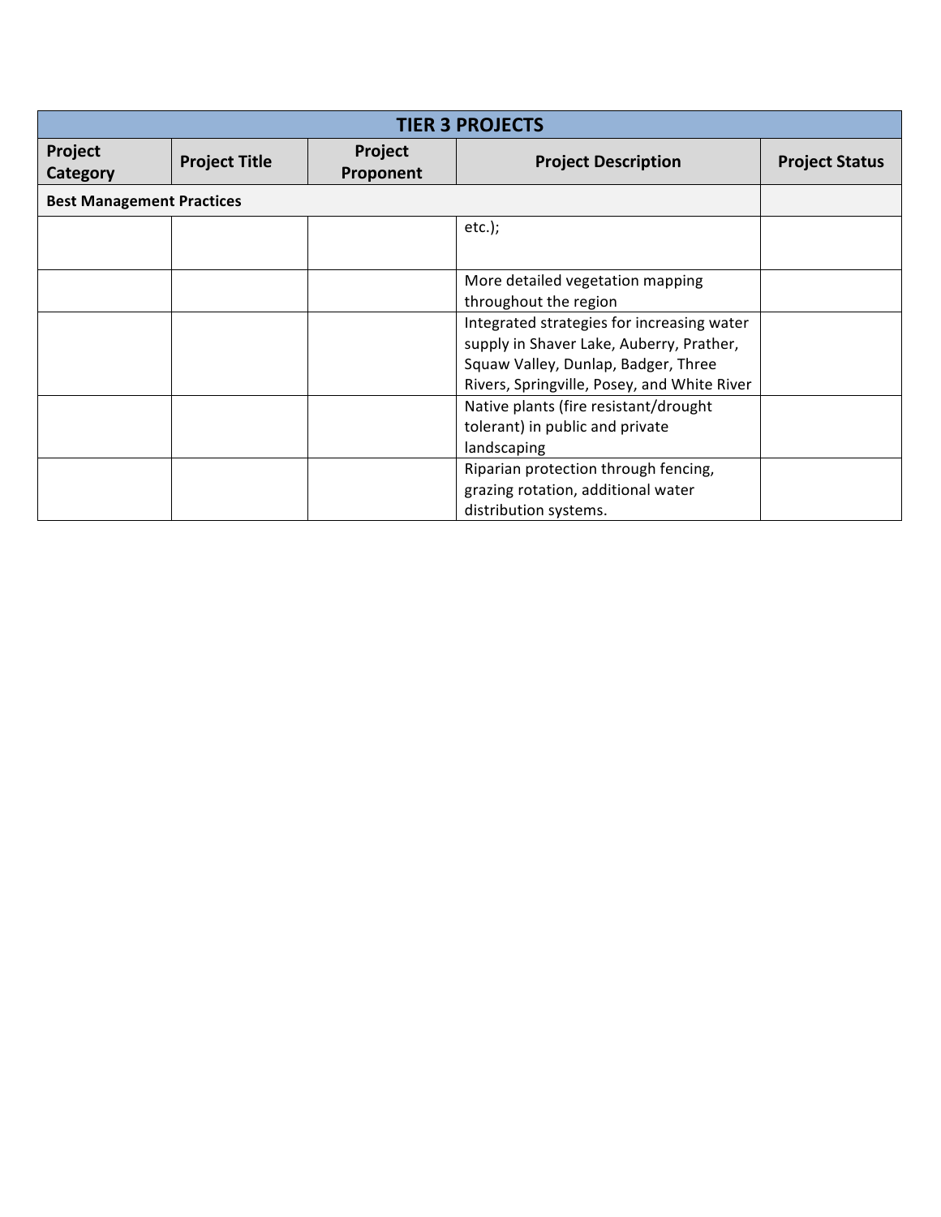| TIER 3 PROJECTS | | | | |
|---|---|---|---|---|
| **Project Category** | **Project Title** | **Project Proponent** | **Project Description** | **Project Status** |
| **Best Management Practices** | | | | |
| | | | etc.); | |
| | | | More detailed vegetation mapping throughout the region | |
| | | | Integrated strategies for increasing water supply in Shaver Lake, Auberry, Prather, Squaw Valley, Dunlap, Badger, Three Rivers, Springville, Posey, and White River | |
| | | | Native plants (fire resistant/drought tolerant) in public and private landscaping | |
| | | | Riparian protection through fencing, grazing rotation, additional water distribution systems. | |